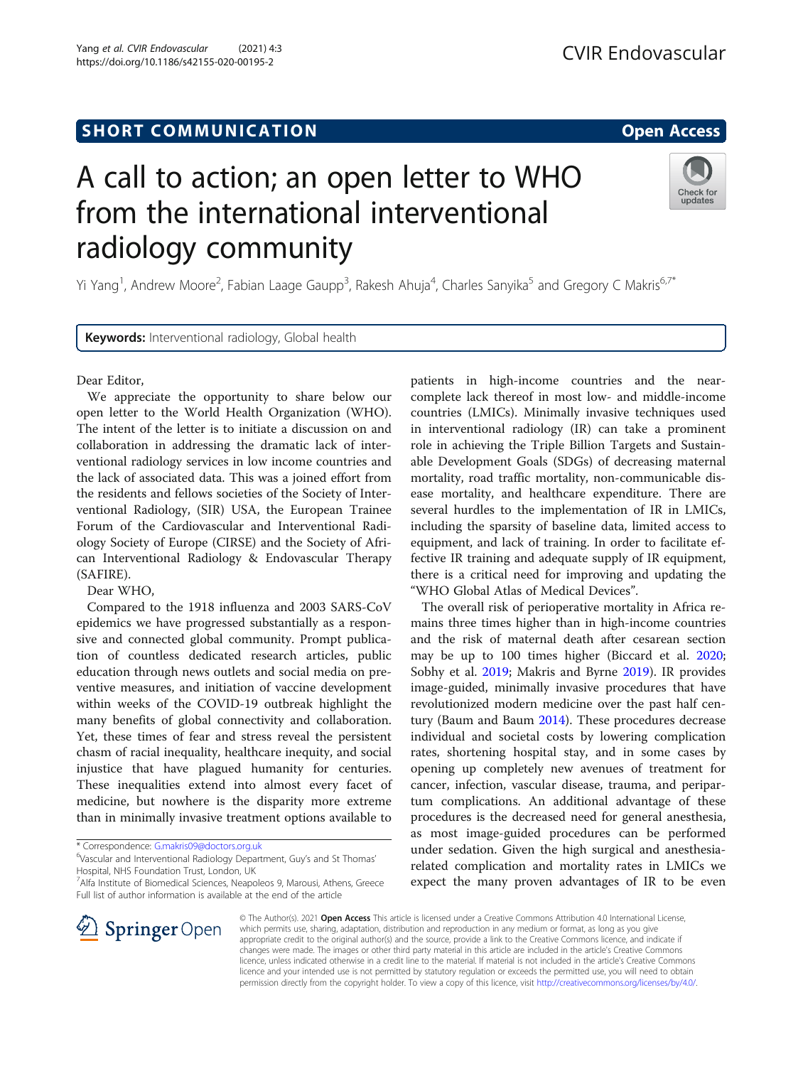## SHORT COMMUNICATION

**Open Access**

# A call to action; an open letter to WHO from the international interventional radiology community

Yi Yang[1], Andrew Moore[2], Fabian Laage Gaupp[3], Rakesh Ahuja[4], Charles Sanyika[5] and Gregory C Makris[6,7*]

**Keywords:** Interventional radiology, Global health

Dear Editor,

We appreciate the opportunity to share below our open letter to the World Health Organization (WHO). The intent of the letter is to initiate a discussion on and collaboration in addressing the dramatic lack of interventional radiology services in low income countries and the lack of associated data. This was a joined effort from the residents and fellows societies of the Society of Interventional Radiology, (SIR) USA, the European Trainee Forum of the Cardiovascular and Interventional Radiology Society of Europe (CIRSE) and the Society of African Interventional Radiology & Endovascular Therapy (SAFIRE).

Dear WHO,

Compared to the 1918 influenza and 2003 SARS-CoV epidemics we have progressed substantially as a responsive and connected global community. Prompt publication of countless dedicated research articles, public education through news outlets and social media on preventive measures, and initiation of vaccine development within weeks of the COVID-19 outbreak highlight the many benefits of global connectivity and collaboration. Yet, these times of fear and stress reveal the persistent chasm of racial inequality, healthcare inequity, and social injustice that have plagued humanity for centuries. These inequalities extend into almost every facet of medicine, but nowhere is the disparity more extreme than in minimally invasive treatment options available to patients in high-income countries and the near-complete lack thereof in most low- and middle-income countries (LMICs). Minimally invasive techniques used in interventional radiology (IR) can take a prominent role in achieving the Triple Billion Targets and Sustainable Development Goals (SDGs) of decreasing maternal mortality, road traffic mortality, non-communicable disease mortality, and healthcare expenditure. There are several hurdles to the implementation of IR in LMICs, including the sparsity of baseline data, limited access to equipment, and lack of training. In order to facilitate effective IR training and adequate supply of IR equipment, there is a critical need for improving and updating the "WHO Global Atlas of Medical Devices".

The overall risk of perioperative mortality in Africa remains three times higher than in high-income countries and the risk of maternal death after cesarean section may be up to 100 times higher (Biccard et al. 2020; Sobhy et al. 2019; Makris and Byrne 2019). IR provides image-guided, minimally invasive procedures that have revolutionized modern medicine over the past half century (Baum and Baum 2014). These procedures decrease individual and societal costs by lowering complication rates, shortening hospital stay, and in some cases by opening up completely new avenues of treatment for cancer, infection, vascular disease, trauma, and peripartum complications. An additional advantage of these procedures is the decreased need for general anesthesia, as most image-guided procedures can be performed under sedation. Given the high surgical and anesthesia-related complication and mortality rates in LMICs we expect the many proven advantages of IR to be even

\* Correspondence: G.makris09@doctors.org.uk
[6]Vascular and Interventional Radiology Department, Guy's and St Thomas' Hospital, NHS Foundation Trust, London, UK
[7]Alfa Institute of Biomedical Sciences, Neapoleos 9, Marousi, Athens, Greece
Full list of author information is available at the end of the article

© The Author(s). 2021 **Open Access** This article is licensed under a Creative Commons Attribution 4.0 International License, which permits use, sharing, adaptation, distribution and reproduction in any medium or format, as long as you give appropriate credit to the original author(s) and the source, provide a link to the Creative Commons licence, and indicate if changes were made. The images or other third party material in this article are included in the article's Creative Commons licence, unless indicated otherwise in a credit line to the material. If material is not included in the article's Creative Commons licence and your intended use is not permitted by statutory regulation or exceeds the permitted use, you will need to obtain permission directly from the copyright holder. To view a copy of this licence, visit http://creativecommons.org/licenses/by/4.0/.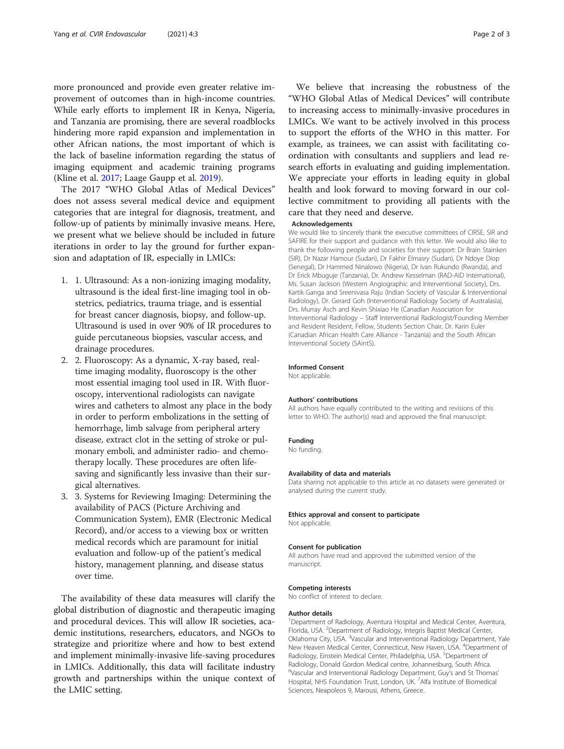more pronounced and provide even greater relative improvement of outcomes than in high-income countries. While early efforts to implement IR in Kenya, Nigeria, and Tanzania are promising, there are several roadblocks hindering more rapid expansion and implementation in other African nations, the most important of which is the lack of baseline information regarding the status of imaging equipment and academic training programs (Kline et al. 2017; Laage Gaupp et al. 2019).

The 2017 "WHO Global Atlas of Medical Devices" does not assess several medical device and equipment categories that are integral for diagnosis, treatment, and follow-up of patients by minimally invasive means. Here, we present what we believe should be included in future iterations in order to lay the ground for further expansion and adaptation of IR, especially in LMICs:

1. 1. Ultrasound: As a non-ionizing imaging modality, ultrasound is the ideal first-line imaging tool in obstetrics, pediatrics, trauma triage, and is essential for breast cancer diagnosis, biopsy, and follow-up. Ultrasound is used in over 90% of IR procedures to guide percutaneous biopsies, vascular access, and drainage procedures.
2. 2. Fluoroscopy: As a dynamic, X-ray based, real-time imaging modality, fluoroscopy is the other most essential imaging tool used in IR. With fluoroscopy, interventional radiologists can navigate wires and catheters to almost any place in the body in order to perform embolizations in the setting of hemorrhage, limb salvage from peripheral artery disease, extract clot in the setting of stroke or pulmonary emboli, and administer radio- and chemotherapy locally. These procedures are often life-saving and significantly less invasive than their surgical alternatives.
3. 3. Systems for Reviewing Imaging: Determining the availability of PACS (Picture Archiving and Communication System), EMR (Electronic Medical Record), and/or access to a viewing box or written medical records which are paramount for initial evaluation and follow-up of the patient's medical history, management planning, and disease status over time.

The availability of these data measures will clarify the global distribution of diagnostic and therapeutic imaging and procedural devices. This will allow IR societies, academic institutions, researchers, educators, and NGOs to strategize and prioritize where and how to best extend and implement minimally-invasive life-saving procedures in LMICs. Additionally, this data will facilitate industry growth and partnerships within the unique context of the LMIC setting.

We believe that increasing the robustness of the "WHO Global Atlas of Medical Devices" will contribute to increasing access to minimally-invasive procedures in LMICs. We want to be actively involved in this process to support the efforts of the WHO in this matter. For example, as trainees, we can assist with facilitating coordination with consultants and suppliers and lead research efforts in evaluating and guiding implementation. We appreciate your efforts in leading equity in global health and look forward to moving forward in our collective commitment to providing all patients with the care that they need and deserve.

#### Acknowledgements

We would like to sincerely thank the executive committees of CIRSE, SIR and SAFIRE for their support and guidance with this letter. We would also like to thank the following people and societies for their support: Dr Brain Stainken (SIR), Dr Nazar Hamour (Sudan), Dr Fakhir Elmasry (Sudan), Dr Ndoye Diop (Senegal), Dr Hammed Ninalowo (Nigeria), Dr Ivan Rukundo (Rwanda), and Dr Erick Mbuguje (Tanzania), Dr. Andrew Kesselman (RAD-AID International), Ms. Susan Jackson (Western Angiographic and Interventional Society), Drs. Kartik Ganga and Sreenivasa Raju (Indian Society of Vascular & Interventional Radiology), Dr. Gerard Goh (Interventional Radiology Society of Australasia), Drs. Murray Asch and Kevin Shixiao He (Canadian Association for Interventional Radiology – Staff Interventional Radiologist/Founding Member and Resident Resident, Fellow, Students Section Chair, Dr. Karin Euler (Canadian African Health Care Alliance - Tanzania) and the South African Interventional Society (SAintS).

#### Informed Consent

Not applicable.

#### Authors' contributions

All authors have equally contributed to the writing and revisions of this letter to WHO. The author(s) read and approved the final manuscript.

#### Funding

No funding.

#### Availability of data and materials

Data sharing not applicable to this article as no datasets were generated or analysed during the current study.

#### Ethics approval and consent to participate

Not applicable.

#### Consent for publication

All authors have read and approved the submitted version of the manuscript.

#### Competing interests

No conflict of interest to declare.

#### Author details

[1]Department of Radiology, Aventura Hospital and Medical Center, Aventura, Florida, USA. [2]Department of Radiology, Integris Baptist Medical Center, Oklahoma City, USA. [3]Vascular and Interventional Radiology Department, Yale New Heaven Medical Center, Connecticut, New Haven, USA. [4]Department of Radiology, Einstein Medical Center, Philadelphia, USA. [5]Department of Radiology, Donald Gordon Medical centre, Johannesburg, South Africa. [6]Vascular and Interventional Radiology Department, Guy's and St Thomas' Hospital, NHS Foundation Trust, London, UK. [7]Alfa Institute of Biomedical Sciences, Neapoleos 9, Marousi, Athens, Greece.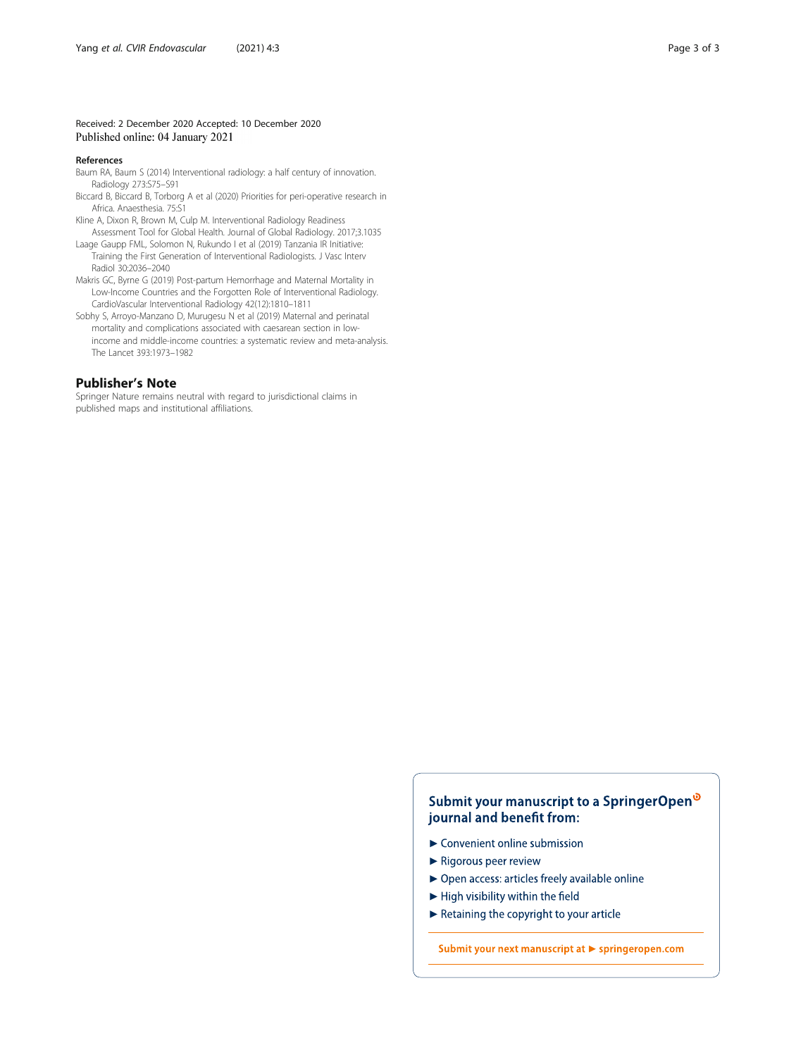Received: 2 December 2020 Accepted: 10 December 2020
Published online: 04 January 2021

#### References

Baum RA, Baum S (2014) Interventional radiology: a half century of innovation. Radiology 273:S75–S91

Biccard B, Biccard B, Torborg A et al (2020) Priorities for peri-operative research in Africa. Anaesthesia. 75:S1

Kline A, Dixon R, Brown M, Culp M. Interventional Radiology Readiness Assessment Tool for Global Health. Journal of Global Radiology. 2017;3.1035

Laage Gaupp FML, Solomon N, Rukundo I et al (2019) Tanzania IR Initiative: Training the First Generation of Interventional Radiologists. J Vasc Interv Radiol 30:2036–2040

Makris GC, Byrne G (2019) Post-partum Hemorrhage and Maternal Mortality in Low-Income Countries and the Forgotten Role of Interventional Radiology. CardioVascular Interventional Radiology 42(12):1810–1811

Sobhy S, Arroyo-Manzano D, Murugesu N et al (2019) Maternal and perinatal mortality and complications associated with caesarean section in low-income and middle-income countries: a systematic review and meta-analysis. The Lancet 393:1973–1982

## Publisher's Note

Springer Nature remains neutral with regard to jurisdictional claims in published maps and institutional affiliations.

**Submit your manuscript to a SpringerOpen journal and benefit from:**

- ► Convenient online submission
- ► Rigorous peer review
- ► Open access: articles freely available online
- ► High visibility within the field
- ► Retaining the copyright to your article

**Submit your next manuscript at ► springeropen.com**